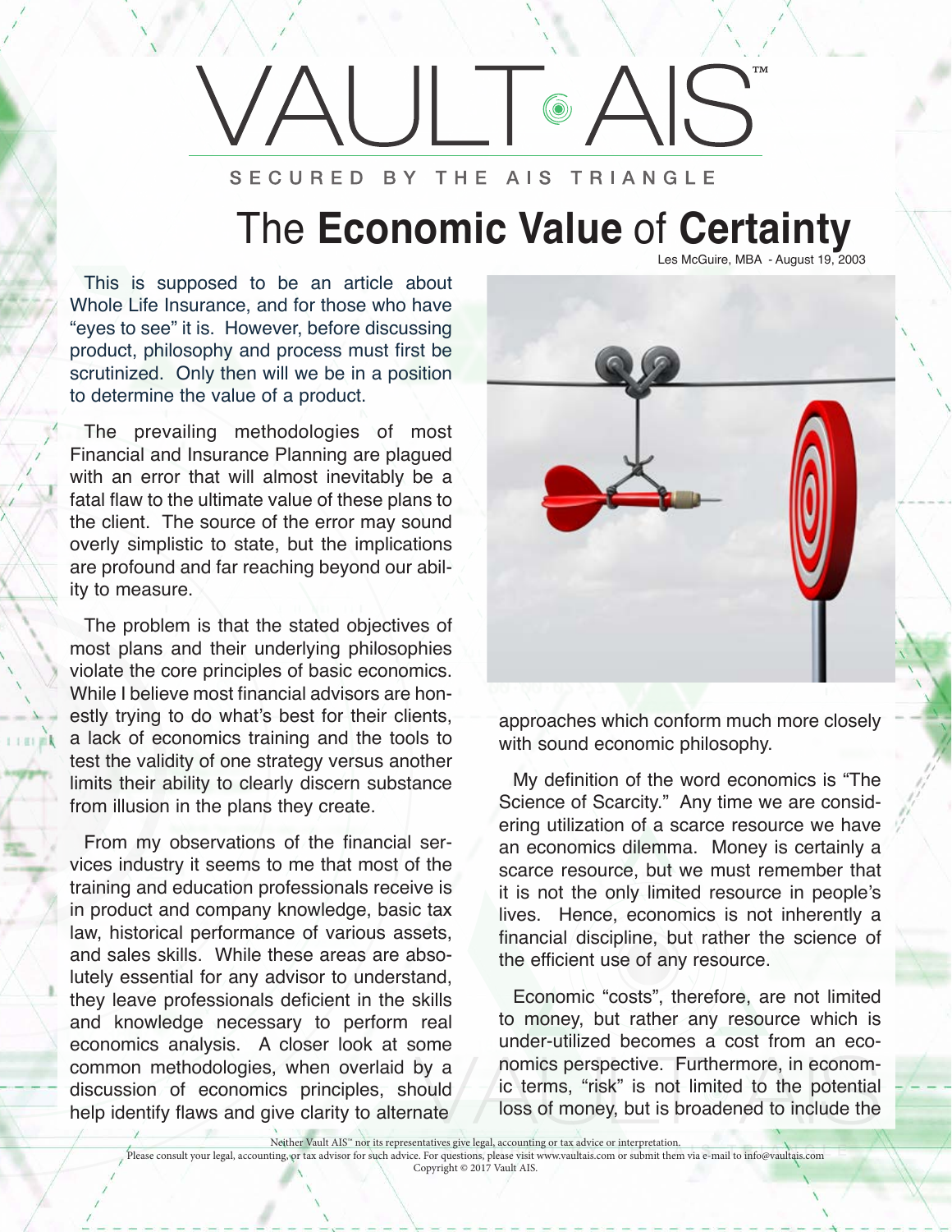# VAULT AIS™

SECURED BY THE AIS TRIANGLE

## The **Economic Value** of **Certainty**

Les McGuire, MBA - August 19, 2003

This is supposed to be an article about Whole Life Insurance, and for those who have "eyes to see" it is. However, before discussing product, philosophy and process must first be scrutinized. Only then will we be in a position to determine the value of a product.

The prevailing methodologies of most Financial and Insurance Planning are plagued with an error that will almost inevitably be a fatal flaw to the ultimate value of these plans to the client. The source of the error may sound overly simplistic to state, but the implications are profound and far reaching beyond our ability to measure.

The problem is that the stated objectives of most plans and their underlying philosophies violate the core principles of basic economics. While I believe most financial advisors are honestly trying to do what's best for their clients, a lack of economics training and the tools to test the validity of one strategy versus another limits their ability to clearly discern substance from illusion in the plans they create.

From my observations of the financial services industry it seems to me that most of the training and education professionals receive is in product and company knowledge, basic tax law, historical performance of various assets, and sales skills. While these areas are absolutely essential for any advisor to understand, they leave professionals deficient in the skills and knowledge necessary to perform real economics analysis. A closer look at some common methodologies, when overlaid by a discussion of economics principles, should help identify flaws and give clarity to alternate approaches which conform much more closely with sound economic philosophy.

My definition of the word economics is "The Science of Scarcity." Any time we are considering utilization of a scarce resource we have an economics dilemma. Money is certainly a scarce resource, but we must remember that it is not the only limited resource in people's lives. Hence, economics is not inherently a financial discipline, but rather the science of the efficient use of any resource.

Economic "costs", therefore, are not limited to money, but rather any resource which is under-utilized becomes a cost from an economics perspective. Furthermore, in economic terms, "risk" is not limited to the potential loss of money, but is broadened to include the

Neither Vault AIS™ nor its representatives give legal, accounting or tax advice or interpretation.
Please consult your legal, accounting, or tax advisor for such advice. For questions, please visit www.vaultais.com or submit them via e-mail to info@vaultais.com
Copyright © 2017 Vault AIS.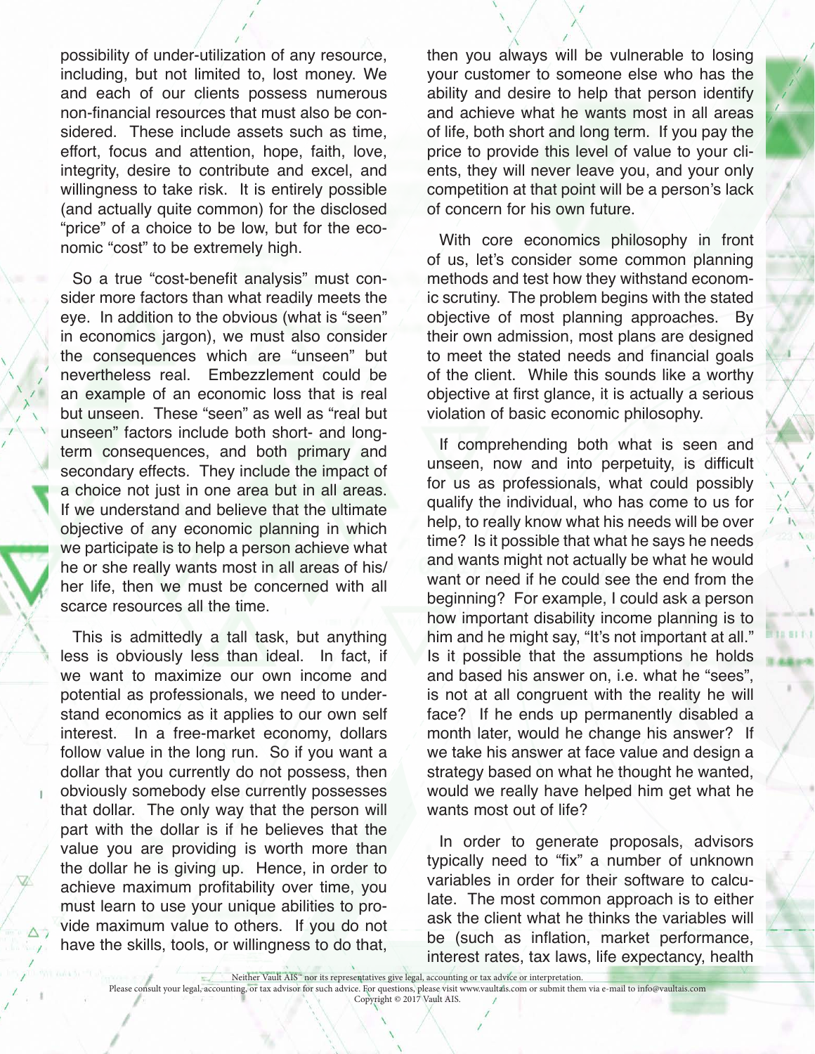possibility of under-utilization of any resource, including, but not limited to, lost money. We and each of our clients possess numerous non-financial resources that must also be considered. These include assets such as time, effort, focus and attention, hope, faith, love, integrity, desire to contribute and excel, and willingness to take risk. It is entirely possible (and actually quite common) for the disclosed "price" of a choice to be low, but for the economic "cost" to be extremely high.

So a true "cost-benefit analysis" must consider more factors than what readily meets the eye. In addition to the obvious (what is "seen" in economics jargon), we must also consider the consequences which are "unseen" but nevertheless real. Embezzlement could be an example of an economic loss that is real but unseen. These "seen" as well as "real but unseen" factors include both short- and long-term consequences, and both primary and secondary effects. They include the impact of a choice not just in one area but in all areas. If we understand and believe that the ultimate objective of any economic planning in which we participate is to help a person achieve what he or she really wants most in all areas of his/her life, then we must be concerned with all scarce resources all the time.

This is admittedly a tall task, but anything less is obviously less than ideal. In fact, if we want to maximize our own income and potential as professionals, we need to understand economics as it applies to our own self interest. In a free-market economy, dollars follow value in the long run. So if you want a dollar that you currently do not possess, then obviously somebody else currently possesses that dollar. The only way that the person will part with the dollar is if he believes that the value you are providing is worth more than the dollar he is giving up. Hence, in order to achieve maximum profitability over time, you must learn to use your unique abilities to provide maximum value to others. If you do not have the skills, tools, or willingness to do that, then you always will be vulnerable to losing your customer to someone else who has the ability and desire to help that person identify and achieve what he wants most in all areas of life, both short and long term. If you pay the price to provide this level of value to your clients, they will never leave you, and your only competition at that point will be a person's lack of concern for his own future.

With core economics philosophy in front of us, let's consider some common planning methods and test how they withstand economic scrutiny. The problem begins with the stated objective of most planning approaches. By their own admission, most plans are designed to meet the stated needs and financial goals of the client. While this sounds like a worthy objective at first glance, it is actually a serious violation of basic economic philosophy.

If comprehending both what is seen and unseen, now and into perpetuity, is difficult for us as professionals, what could possibly qualify the individual, who has come to us for help, to really know what his needs will be over time? Is it possible that what he says he needs and wants might not actually be what he would want or need if he could see the end from the beginning? For example, I could ask a person how important disability income planning is to him and he might say, "It's not important at all." Is it possible that the assumptions he holds and based his answer on, i.e. what he "sees", is not at all congruent with the reality he will face? If he ends up permanently disabled a month later, would he change his answer? If we take his answer at face value and design a strategy based on what he thought he wanted, would we really have helped him get what he wants most out of life?

In order to generate proposals, advisors typically need to "fix" a number of unknown variables in order for their software to calculate. The most common approach is to either ask the client what he thinks the variables will be (such as inflation, market performance, interest rates, tax laws, life expectancy, health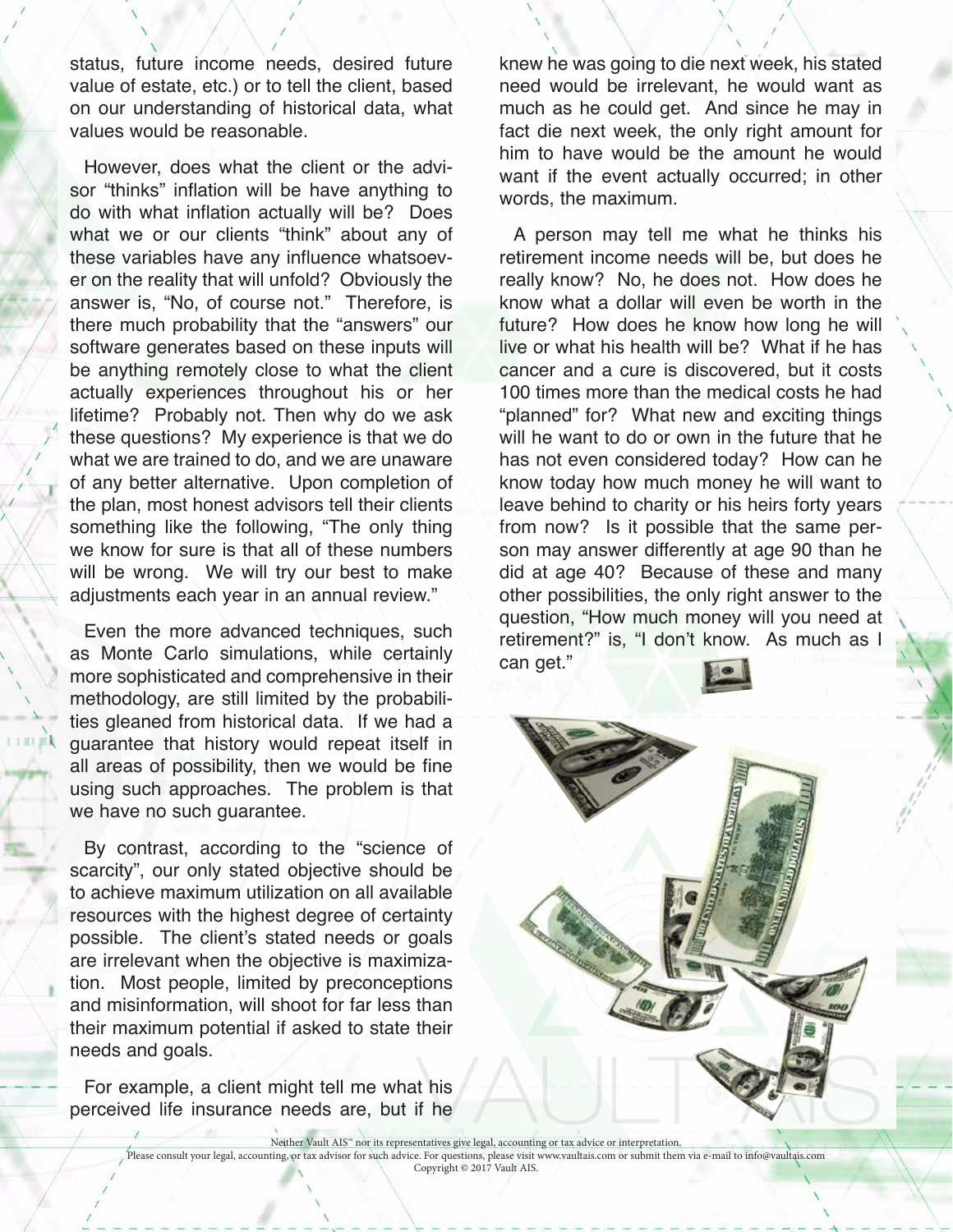status, future income needs, desired future value of estate, etc.) or to tell the client, based on our understanding of historical data, what values would be reasonable.

However, does what the client or the advisor "thinks" inflation will be have anything to do with what inflation actually will be? Does what we or our clients "think" about any of these variables have any influence whatsoever on the reality that will unfold? Obviously the answer is, "No, of course not." Therefore, is there much probability that the "answers" our software generates based on these inputs will be anything remotely close to what the client actually experiences throughout his or her lifetime? Probably not. Then why do we ask these questions? My experience is that we do what we are trained to do, and we are unaware of any better alternative. Upon completion of the plan, most honest advisors tell their clients something like the following, "The only thing we know for sure is that all of these numbers will be wrong. We will try our best to make adjustments each year in an annual review."

Even the more advanced techniques, such as Monte Carlo simulations, while certainly more sophisticated and comprehensive in their methodology, are still limited by the probabilities gleaned from historical data. If we had a guarantee that history would repeat itself in all areas of possibility, then we would be fine using such approaches. The problem is that we have no such guarantee.

By contrast, according to the "science of scarcity", our only stated objective should be to achieve maximum utilization on all available resources with the highest degree of certainty possible. The client's stated needs or goals are irrelevant when the objective is maximization. Most people, limited by preconceptions and misinformation, will shoot for far less than their maximum potential if asked to state their needs and goals.

For example, a client might tell me what his perceived life insurance needs are, but if he knew he was going to die next week, his stated need would be irrelevant, he would want as much as he could get. And since he may in fact die next week, the only right amount for him to have would be the amount he would want if the event actually occurred; in other words, the maximum.

A person may tell me what he thinks his retirement income needs will be, but does he really know? No, he does not. How does he know what a dollar will even be worth in the future? How does he know how long he will live or what his health will be? What if he has cancer and a cure is discovered, but it costs 100 times more than the medical costs he had "planned" for? What new and exciting things will he want to do or own in the future that he has not even considered today? How can he know today how much money he will want to leave behind to charity or his heirs forty years from now? Is it possible that the same person may answer differently at age 90 than he did at age 40? Because of these and many other possibilities, the only right answer to the question, "How much money will you need at retirement?" is, "I don't know. As much as I can get."

Neither Vault AIS™ nor its representatives give legal, accounting or tax advice or interpretation.
Please consult your legal, accounting, or tax advisor for such advice. For questions, please visit www.vaultais.com or submit them via e-mail to info@vaultais.com
Copyright © 2017 Vault AIS.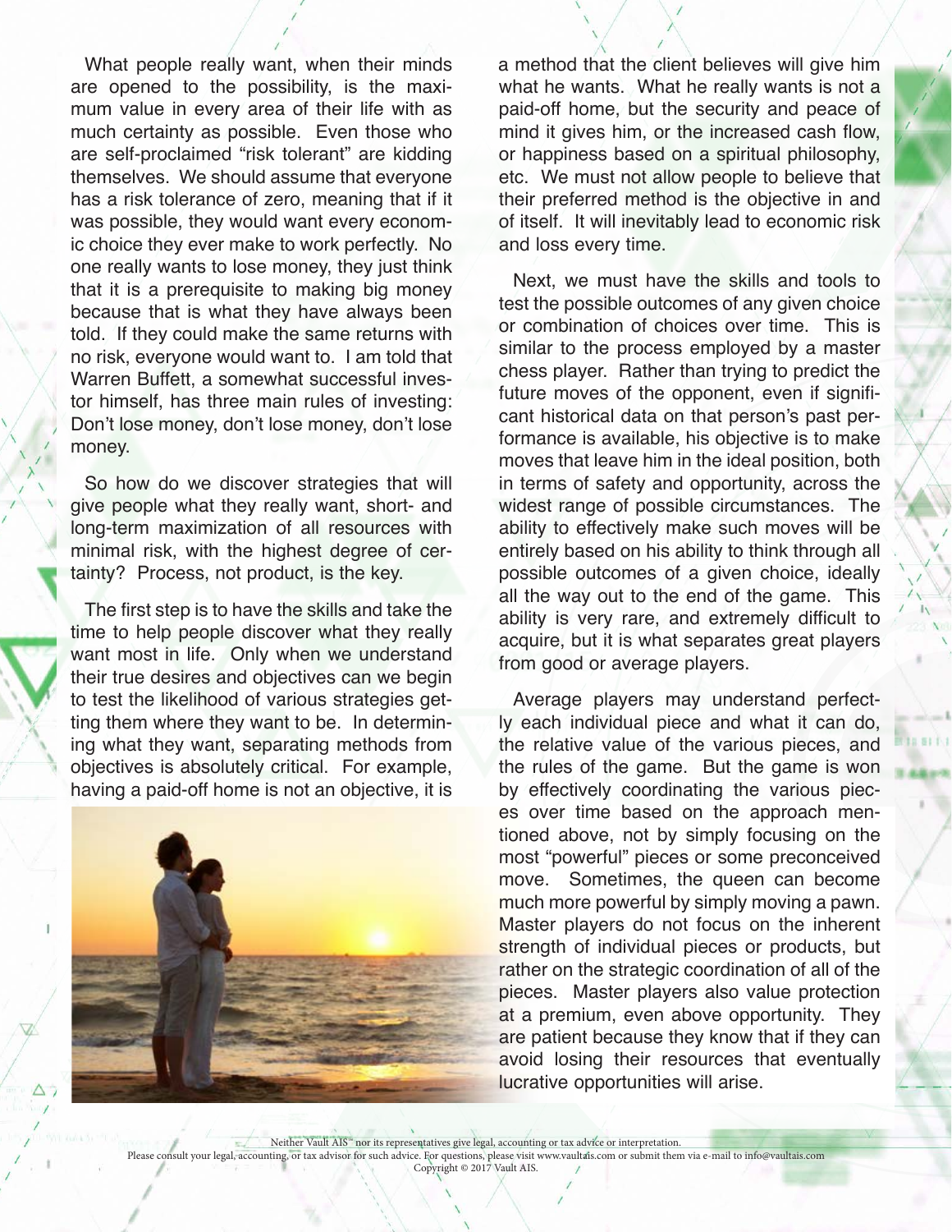What people really want, when their minds are opened to the possibility, is the maximum value in every area of their life with as much certainty as possible. Even those who are self-proclaimed "risk tolerant" are kidding themselves. We should assume that everyone has a risk tolerance of zero, meaning that if it was possible, they would want every economic choice they ever make to work perfectly. No one really wants to lose money, they just think that it is a prerequisite to making big money because that is what they have always been told. If they could make the same returns with no risk, everyone would want to. I am told that Warren Buffett, a somewhat successful investor himself, has three main rules of investing: Don't lose money, don't lose money, don't lose money.

So how do we discover strategies that will give people what they really want, short- and long-term maximization of all resources with minimal risk, with the highest degree of certainty? Process, not product, is the key.

The first step is to have the skills and take the time to help people discover what they really want most in life. Only when we understand their true desires and objectives can we begin to test the likelihood of various strategies getting them where they want to be. In determining what they want, separating methods from objectives is absolutely critical. For example, having a paid-off home is not an objective, it is a method that the client believes will give him what he wants. What he really wants is not a paid-off home, but the security and peace of mind it gives him, or the increased cash flow, or happiness based on a spiritual philosophy, etc. We must not allow people to believe that their preferred method is the objective in and of itself. It will inevitably lead to economic risk and loss every time.

Next, we must have the skills and tools to test the possible outcomes of any given choice or combination of choices over time. This is similar to the process employed by a master chess player. Rather than trying to predict the future moves of the opponent, even if significant historical data on that person's past performance is available, his objective is to make moves that leave him in the ideal position, both in terms of safety and opportunity, across the widest range of possible circumstances. The ability to effectively make such moves will be entirely based on his ability to think through all possible outcomes of a given choice, ideally all the way out to the end of the game. This ability is very rare, and extremely difficult to acquire, but it is what separates great players from good or average players.

Average players may understand perfectly each individual piece and what it can do, the relative value of the various pieces, and the rules of the game. But the game is won by effectively coordinating the various pieces over time based on the approach mentioned above, not by simply focusing on the most "powerful" pieces or some preconceived move. Sometimes, the queen can become much more powerful by simply moving a pawn. Master players do not focus on the inherent strength of individual pieces or products, but rather on the strategic coordination of all of the pieces. Master players also value protection at a premium, even above opportunity. They are patient because they know that if they can avoid losing their resources that eventually lucrative opportunities will arise.

Neither Vault AIS™ nor its representatives give legal, accounting or tax advice or interpretation.
Please consult your legal, accounting, or tax advisor for such advice. For questions, please visit www.vaultais.com or submit them via e-mail to info@vaultais.com
Copyright © 2017 Vault AIS.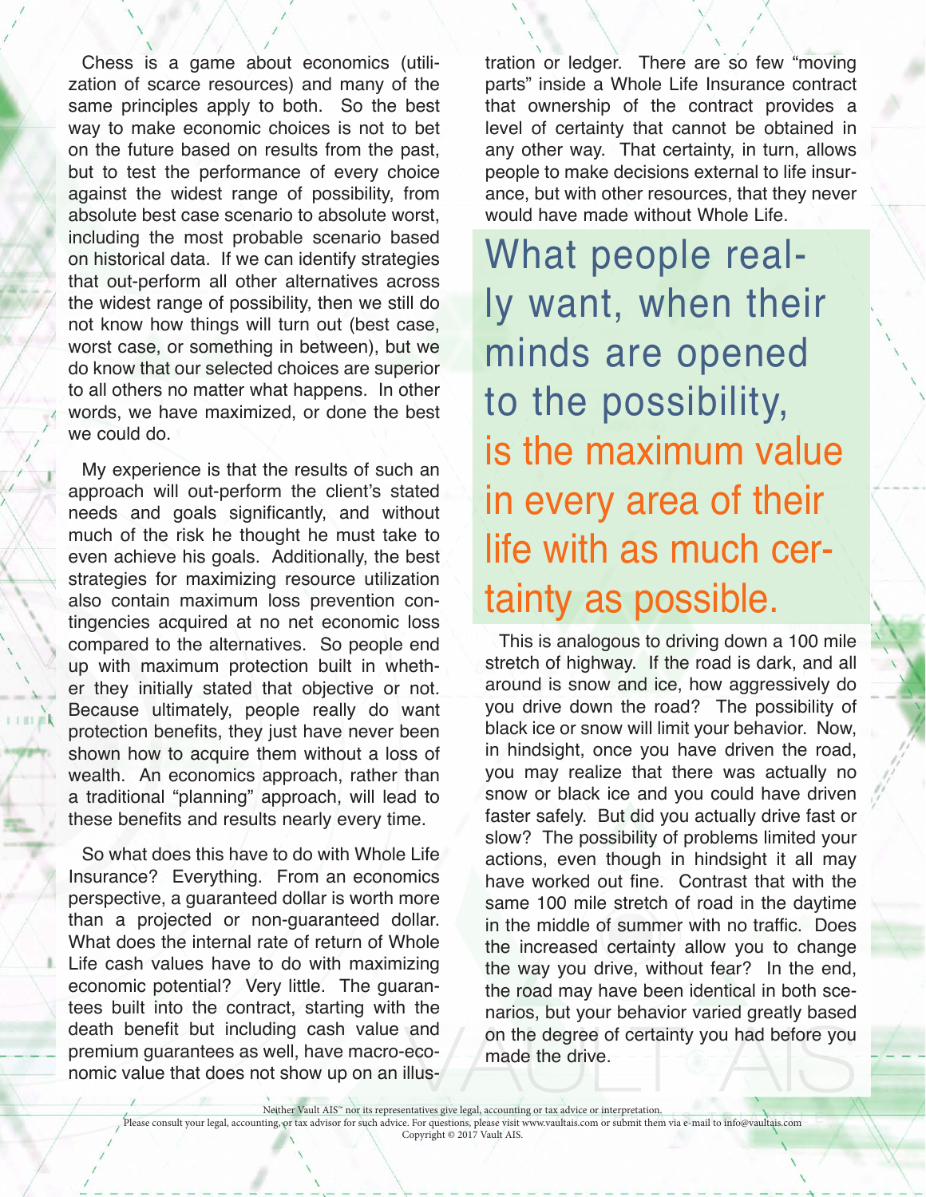Chess is a game about economics (utilization of scarce resources) and many of the same principles apply to both. So the best way to make economic choices is not to bet on the future based on results from the past, but to test the performance of every choice against the widest range of possibility, from absolute best case scenario to absolute worst, including the most probable scenario based on historical data. If we can identify strategies that out-perform all other alternatives across the widest range of possibility, then we still do not know how things will turn out (best case, worst case, or something in between), but we do know that our selected choices are superior to all others no matter what happens. In other words, we have maximized, or done the best we could do.

My experience is that the results of such an approach will out-perform the client's stated needs and goals significantly, and without much of the risk he thought he must take to even achieve his goals. Additionally, the best strategies for maximizing resource utilization also contain maximum loss prevention contingencies acquired at no net economic loss compared to the alternatives. So people end up with maximum protection built in whether they initially stated that objective or not. Because ultimately, people really do want protection benefits, they just have never been shown how to acquire them without a loss of wealth. An economics approach, rather than a traditional "planning" approach, will lead to these benefits and results nearly every time.

So what does this have to do with Whole Life Insurance? Everything. From an economics perspective, a guaranteed dollar is worth more than a projected or non-guaranteed dollar. What does the internal rate of return of Whole Life cash values have to do with maximizing economic potential? Very little. The guarantees built into the contract, starting with the death benefit but including cash value and premium guarantees as well, have macro-economic value that does not show up on an illustration or ledger. There are so few "moving parts" inside a Whole Life Insurance contract that ownership of the contract provides a level of certainty that cannot be obtained in any other way. That certainty, in turn, allows people to make decisions external to life insurance, but with other resources, that they never would have made without Whole Life.

> What people really want, when their minds are opened to the possibility, **is the maximum value in every area of their life with as much certainty as possible.**

This is analogous to driving down a 100 mile stretch of highway. If the road is dark, and all around is snow and ice, how aggressively do you drive down the road? The possibility of black ice or snow will limit your behavior. Now, in hindsight, once you have driven the road, you may realize that there was actually no snow or black ice and you could have driven faster safely. But did you actually drive fast or slow? The possibility of problems limited your actions, even though in hindsight it all may have worked out fine. Contrast that with the same 100 mile stretch of road in the daytime in the middle of summer with no traffic. Does the increased certainty allow you to change the way you drive, without fear? In the end, the road may have been identical in both scenarios, but your behavior varied greatly based on the degree of certainty you had before you made the drive.

Neither Vault AIS™ nor its representatives give legal, accounting or tax advice or interpretation.
Please consult your legal, accounting, or tax advisor for such advice. For questions, please visit www.vaultais.com or submit them via e-mail to info@vaultais.com
Copyright © 2017 Vault AIS.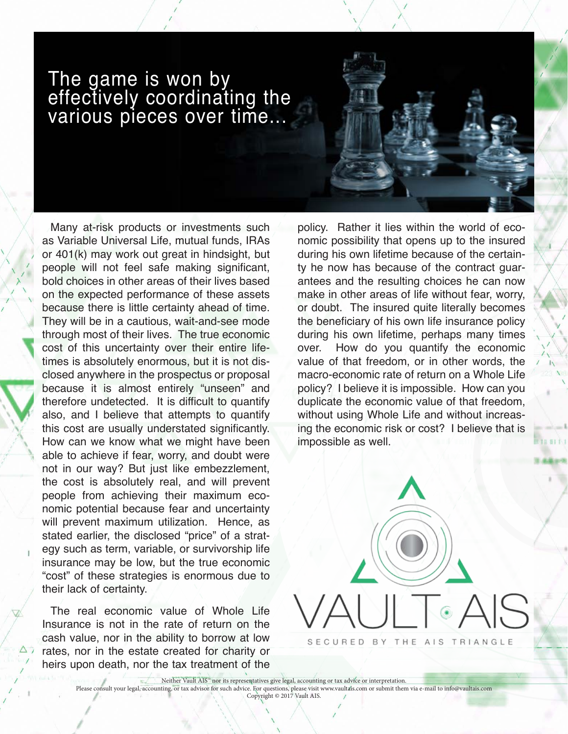## The game is won by effectively coordinating the various pieces over time...

Many at-risk products or investments such as Variable Universal Life, mutual funds, IRAs or 401(k) may work out great in hindsight, but people will not feel safe making significant, bold choices in other areas of their lives based on the expected performance of these assets because there is little certainty ahead of time. They will be in a cautious, wait-and-see mode through most of their lives. The true economic cost of this uncertainty over their entire lifetimes is absolutely enormous, but it is not disclosed anywhere in the prospectus or proposal because it is almost entirely "unseen" and therefore undetected. It is difficult to quantify also, and I believe that attempts to quantify this cost are usually understated significantly. How can we know what we might have been able to achieve if fear, worry, and doubt were not in our way? But just like embezzlement, the cost is absolutely real, and will prevent people from achieving their maximum economic potential because fear and uncertainty will prevent maximum utilization. Hence, as stated earlier, the disclosed "price" of a strategy such as term, variable, or survivorship life insurance may be low, but the true economic "cost" of these strategies is enormous due to their lack of certainty.

The real economic value of Whole Life Insurance is not in the rate of return on the cash value, nor in the ability to borrow at low rates, nor in the estate created for charity or heirs upon death, nor the tax treatment of the policy. Rather it lies within the world of economic possibility that opens up to the insured during his own lifetime because of the certainty he now has because of the contract guarantees and the resulting choices he can now make in other areas of life without fear, worry, or doubt. The insured quite literally becomes the beneficiary of his own life insurance policy during his own lifetime, perhaps many times over. How do you quantify the economic value of that freedom, or in other words, the macro-economic rate of return on a Whole Life policy? I believe it is impossible. How can you duplicate the economic value of that freedom, without using Whole Life and without increasing the economic risk or cost? I believe that is impossible as well.

VAULT AIS

SECURED BY THE AIS TRIANGLE

Neither Vault AIS™ nor its representatives give legal, accounting or tax advice or interpretation.
Please consult your legal, accounting, or tax advisor for such advice. For questions, please visit www.vaultais.com or submit them via e-mail to info@vaultais.com
Copyright © 2017 Vault AIS.